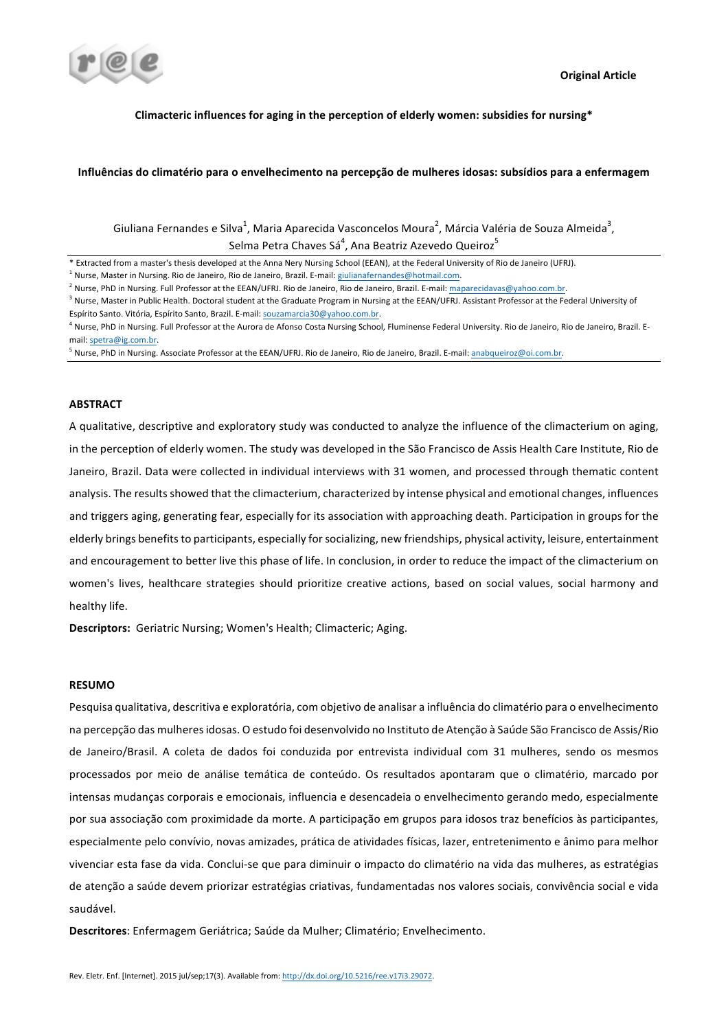Original Article

# Climacteric influences for aging in the perception of elderly women: subsidies for nursing*

# Influências do climatério para o envelhecimento na percepção de mulheres idosas: subsídios para a enfermagem

Giuliana Fernandes e Silva[1], Maria Aparecida Vasconcelos Moura[2], Márcia Valéria de Souza Almeida[3], Selma Petra Chaves Sá[4], Ana Beatriz Azevedo Queiroz[5]

\* Extracted from a master's thesis developed at the Anna Nery Nursing School (EEAN), at the Federal University of Rio de Janeiro (UFRJ).

[1] Nurse, Master in Nursing. Rio de Janeiro, Rio de Janeiro, Brazil. E-mail: giulianafernandes@hotmail.com.

[2] Nurse, PhD in Nursing. Full Professor at the EEAN/UFRJ. Rio de Janeiro, Rio de Janeiro, Brazil. E-mail: maparecidavas@yahoo.com.br.

[3] Nurse, Master in Public Health. Doctoral student at the Graduate Program in Nursing at the EEAN/UFRJ. Assistant Professor at the Federal University of Espírito Santo. Vitória, Espírito Santo, Brazil. E-mail: souzamarcia30@yahoo.com.br.

[4] Nurse, PhD in Nursing. Full Professor at the Aurora de Afonso Costa Nursing School, Fluminense Federal University. Rio de Janeiro, Rio de Janeiro, Brazil. E-mail: spetra@ig.com.br.

[5] Nurse, PhD in Nursing. Associate Professor at the EEAN/UFRJ. Rio de Janeiro, Rio de Janeiro, Brazil. E-mail: anabqueiroz@oi.com.br.

## ABSTRACT

A qualitative, descriptive and exploratory study was conducted to analyze the influence of the climacterium on aging, in the perception of elderly women. The study was developed in the São Francisco de Assis Health Care Institute, Rio de Janeiro, Brazil. Data were collected in individual interviews with 31 women, and processed through thematic content analysis. The results showed that the climacterium, characterized by intense physical and emotional changes, influences and triggers aging, generating fear, especially for its association with approaching death. Participation in groups for the elderly brings benefits to participants, especially for socializing, new friendships, physical activity, leisure, entertainment and encouragement to better live this phase of life. In conclusion, in order to reduce the impact of the climacterium on women's lives, healthcare strategies should prioritize creative actions, based on social values, social harmony and healthy life.

**Descriptors:** Geriatric Nursing; Women's Health; Climacteric; Aging.

## RESUMO

Pesquisa qualitativa, descritiva e exploratória, com objetivo de analisar a influência do climatério para o envelhecimento na percepção das mulheres idosas. O estudo foi desenvolvido no Instituto de Atenção à Saúde São Francisco de Assis/Rio de Janeiro/Brasil. A coleta de dados foi conduzida por entrevista individual com 31 mulheres, sendo os mesmos processados por meio de análise temática de conteúdo. Os resultados apontaram que o climatério, marcado por intensas mudanças corporais e emocionais, influencia e desencadeia o envelhecimento gerando medo, especialmente por sua associação com proximidade da morte. A participação em grupos para idosos traz benefícios às participantes, especialmente pelo convívio, novas amizades, prática de atividades físicas, lazer, entretenimento e ânimo para melhor vivenciar esta fase da vida. Conclui-se que para diminuir o impacto do climatério na vida das mulheres, as estratégias de atenção a saúde devem priorizar estratégias criativas, fundamentadas nos valores sociais, convivência social e vida saudável.

**Descritores**: Enfermagem Geriátrica; Saúde da Mulher; Climatério; Envelhecimento.

Rev. Eletr. Enf. [Internet]. 2015 jul/sep;17(3). Available from: http://dx.doi.org/10.5216/ree.v17i3.29072.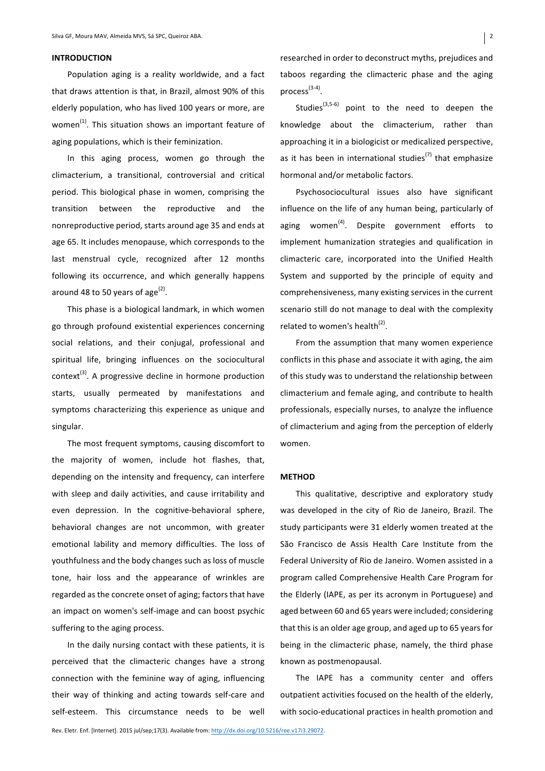## INTRODUCTION

Population aging is a reality worldwide, and a fact that draws attention is that, in Brazil, almost 90% of this elderly population, who has lived 100 years or more, are women[1]. This situation shows an important feature of aging populations, which is their feminization.

In this aging process, women go through the climacterium, a transitional, controversial and critical period. This biological phase in women, comprising the transition between the reproductive and the nonreproductive period, starts around age 35 and ends at age 65. It includes menopause, which corresponds to the last menstrual cycle, recognized after 12 months following its occurrence, and which generally happens around 48 to 50 years of age[2].

This phase is a biological landmark, in which women go through profound existential experiences concerning social relations, and their conjugal, professional and spiritual life, bringing influences on the sociocultural context[3]. A progressive decline in hormone production starts, usually permeated by manifestations and symptoms characterizing this experience as unique and singular.

The most frequent symptoms, causing discomfort to the majority of women, include hot flashes, that, depending on the intensity and frequency, can interfere with sleep and daily activities, and cause irritability and even depression. In the cognitive-behavioral sphere, behavioral changes are not uncommon, with greater emotional lability and memory difficulties. The loss of youthfulness and the body changes such as loss of muscle tone, hair loss and the appearance of wrinkles are regarded as the concrete onset of aging; factors that have an impact on women's self-image and can boost psychic suffering to the aging process.

In the daily nursing contact with these patients, it is perceived that the climacteric changes have a strong connection with the feminine way of aging, influencing their way of thinking and acting towards self-care and self-esteem. This circumstance needs to be well researched in order to deconstruct myths, prejudices and taboos regarding the climacteric phase and the aging process[3-4].

Studies[3,5-6] point to the need to deepen the knowledge about the climacterium, rather than approaching it in a biologicist or medicalized perspective, as it has been in international studies[7] that emphasize hormonal and/or metabolic factors.

Psychosociocultural issues also have significant influence on the life of any human being, particularly of aging women[4]. Despite government efforts to implement humanization strategies and qualification in climacteric care, incorporated into the Unified Health System and supported by the principle of equity and comprehensiveness, many existing services in the current scenario still do not manage to deal with the complexity related to women's health[2].

From the assumption that many women experience conflicts in this phase and associate it with aging, the aim of this study was to understand the relationship between climacterium and female aging, and contribute to health professionals, especially nurses, to analyze the influence of climacterium and aging from the perception of elderly women.

## METHOD

This qualitative, descriptive and exploratory study was developed in the city of Rio de Janeiro, Brazil. The study participants were 31 elderly women treated at the São Francisco de Assis Health Care Institute from the Federal University of Rio de Janeiro. Women assisted in a program called Comprehensive Health Care Program for the Elderly (IAPE, as per its acronym in Portuguese) and aged between 60 and 65 years were included; considering that this is an older age group, and aged up to 65 years for being in the climacteric phase, namely, the third phase known as postmenopausal.

The IAPE has a community center and offers outpatient activities focused on the health of the elderly, with socio-educational practices in health promotion and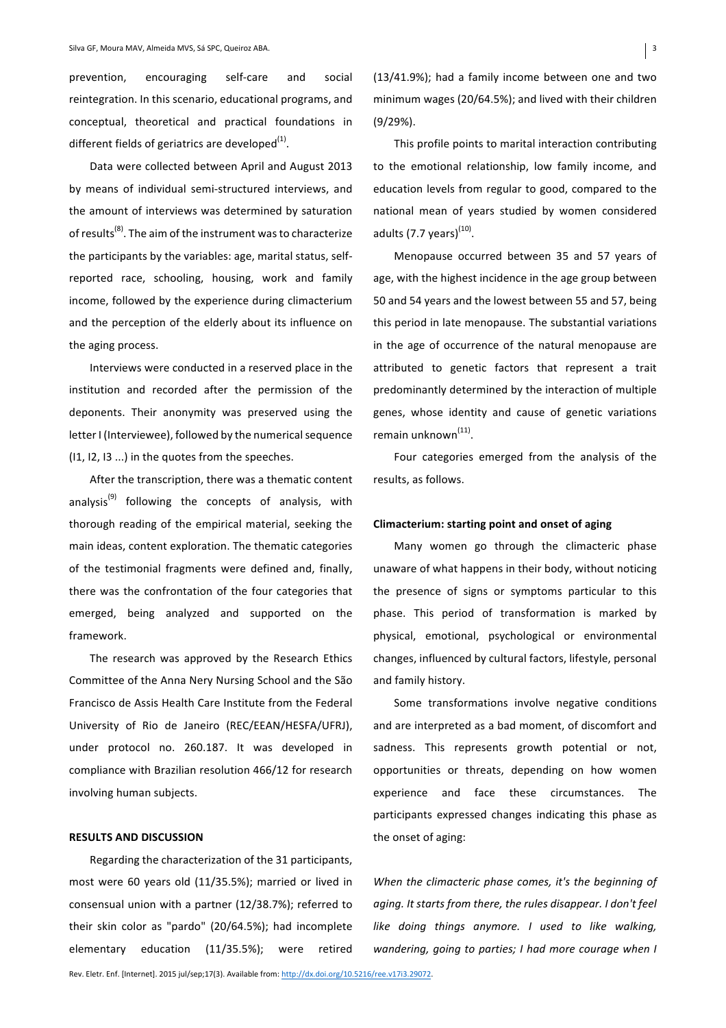prevention, encouraging self-care and social reintegration. In this scenario, educational programs, and conceptual, theoretical and practical foundations in different fields of geriatrics are developed[1].

Data were collected between April and August 2013 by means of individual semi-structured interviews, and the amount of interviews was determined by saturation of results[8]. The aim of the instrument was to characterize the participants by the variables: age, marital status, self-reported race, schooling, housing, work and family income, followed by the experience during climacterium and the perception of the elderly about its influence on the aging process.

Interviews were conducted in a reserved place in the institution and recorded after the permission of the deponents. Their anonymity was preserved using the letter I (Interviewee), followed by the numerical sequence (I1, I2, I3 ...) in the quotes from the speeches.

After the transcription, there was a thematic content analysis[9] following the concepts of analysis, with thorough reading of the empirical material, seeking the main ideas, content exploration. The thematic categories of the testimonial fragments were defined and, finally, there was the confrontation of the four categories that emerged, being analyzed and supported on the framework.

The research was approved by the Research Ethics Committee of the Anna Nery Nursing School and the São Francisco de Assis Health Care Institute from the Federal University of Rio de Janeiro (REC/EEAN/HESFA/UFRJ), under protocol no. 260.187. It was developed in compliance with Brazilian resolution 466/12 for research involving human subjects.

## RESULTS AND DISCUSSION

Regarding the characterization of the 31 participants, most were 60 years old (11/35.5%); married or lived in consensual union with a partner (12/38.7%); referred to their skin color as "pardo" (20/64.5%); had incomplete elementary education (11/35.5%); were retired (13/41.9%); had a family income between one and two minimum wages (20/64.5%); and lived with their children (9/29%).

This profile points to marital interaction contributing to the emotional relationship, low family income, and education levels from regular to good, compared to the national mean of years studied by women considered adults (7.7 years)[10].

Menopause occurred between 35 and 57 years of age, with the highest incidence in the age group between 50 and 54 years and the lowest between 55 and 57, being this period in late menopause. The substantial variations in the age of occurrence of the natural menopause are attributed to genetic factors that represent a trait predominantly determined by the interaction of multiple genes, whose identity and cause of genetic variations remain unknown[11].

Four categories emerged from the analysis of the results, as follows.

### Climacterium: starting point and onset of aging

Many women go through the climacteric phase unaware of what happens in their body, without noticing the presence of signs or symptoms particular to this phase. This period of transformation is marked by physical, emotional, psychological or environmental changes, influenced by cultural factors, lifestyle, personal and family history.

Some transformations involve negative conditions and are interpreted as a bad moment, of discomfort and sadness. This represents growth potential or not, opportunities or threats, depending on how women experience and face these circumstances. The participants expressed changes indicating this phase as the onset of aging:

*When the climacteric phase comes, it's the beginning of aging. It starts from there, the rules disappear. I don't feel like doing things anymore. I used to like walking, wandering, going to parties; I had more courage when I*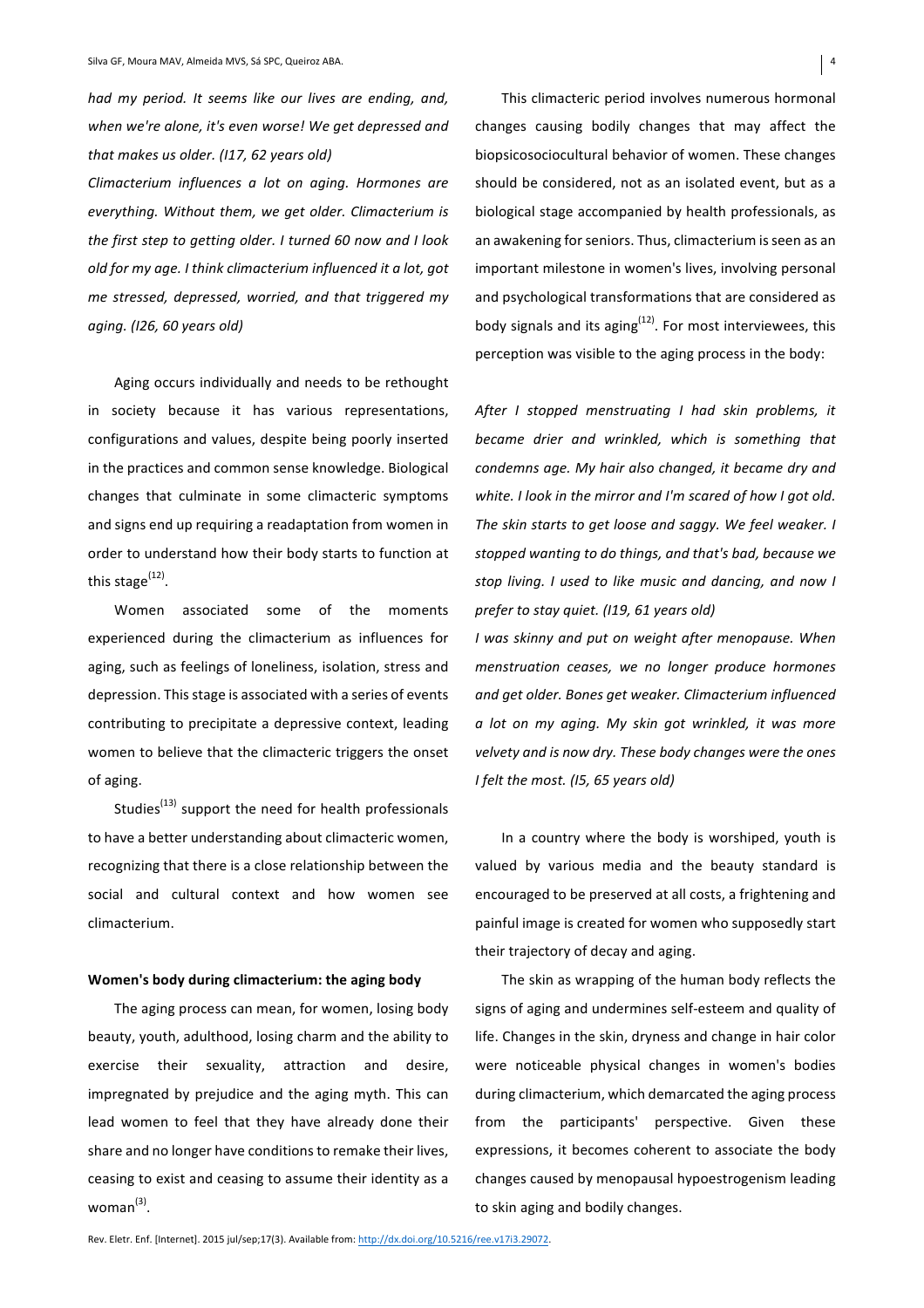*had my period. It seems like our lives are ending, and, when we're alone, it's even worse! We get depressed and that makes us older. (I17, 62 years old)*

*Climacterium influences a lot on aging. Hormones are everything. Without them, we get older. Climacterium is the first step to getting older. I turned 60 now and I look old for my age. I think climacterium influenced it a lot, got me stressed, depressed, worried, and that triggered my aging. (I26, 60 years old)*

Aging occurs individually and needs to be rethought in society because it has various representations, configurations and values, despite being poorly inserted in the practices and common sense knowledge. Biological changes that culminate in some climacteric symptoms and signs end up requiring a readaptation from women in order to understand how their body starts to function at this stage[12].

Women associated some of the moments experienced during the climacterium as influences for aging, such as feelings of loneliness, isolation, stress and depression. This stage is associated with a series of events contributing to precipitate a depressive context, leading women to believe that the climacteric triggers the onset of aging.

Studies[13] support the need for health professionals to have a better understanding about climacteric women, recognizing that there is a close relationship between the social and cultural context and how women see climacterium.

**Women's body during climacterium: the aging body**

The aging process can mean, for women, losing body beauty, youth, adulthood, losing charm and the ability to exercise their sexuality, attraction and desire, impregnated by prejudice and the aging myth. This can lead women to feel that they have already done their share and no longer have conditions to remake their lives, ceasing to exist and ceasing to assume their identity as a woman[3].

This climacteric period involves numerous hormonal changes causing bodily changes that may affect the biopsicosociocultural behavior of women. These changes should be considered, not as an isolated event, but as a biological stage accompanied by health professionals, as an awakening for seniors. Thus, climacterium is seen as an important milestone in women's lives, involving personal and psychological transformations that are considered as body signals and its aging[12]. For most interviewees, this perception was visible to the aging process in the body:

*After I stopped menstruating I had skin problems, it became drier and wrinkled, which is something that condemns age. My hair also changed, it became dry and white. I look in the mirror and I'm scared of how I got old. The skin starts to get loose and saggy. We feel weaker. I stopped wanting to do things, and that's bad, because we stop living. I used to like music and dancing, and now I prefer to stay quiet. (I19, 61 years old)*

*I was skinny and put on weight after menopause. When menstruation ceases, we no longer produce hormones and get older. Bones get weaker. Climacterium influenced a lot on my aging. My skin got wrinkled, it was more velvety and is now dry. These body changes were the ones I felt the most. (I5, 65 years old)*

In a country where the body is worshiped, youth is valued by various media and the beauty standard is encouraged to be preserved at all costs, a frightening and painful image is created for women who supposedly start their trajectory of decay and aging.

The skin as wrapping of the human body reflects the signs of aging and undermines self-esteem and quality of life. Changes in the skin, dryness and change in hair color were noticeable physical changes in women's bodies during climacterium, which demarcated the aging process from the participants' perspective. Given these expressions, it becomes coherent to associate the body changes caused by menopausal hypoestrogenism leading to skin aging and bodily changes.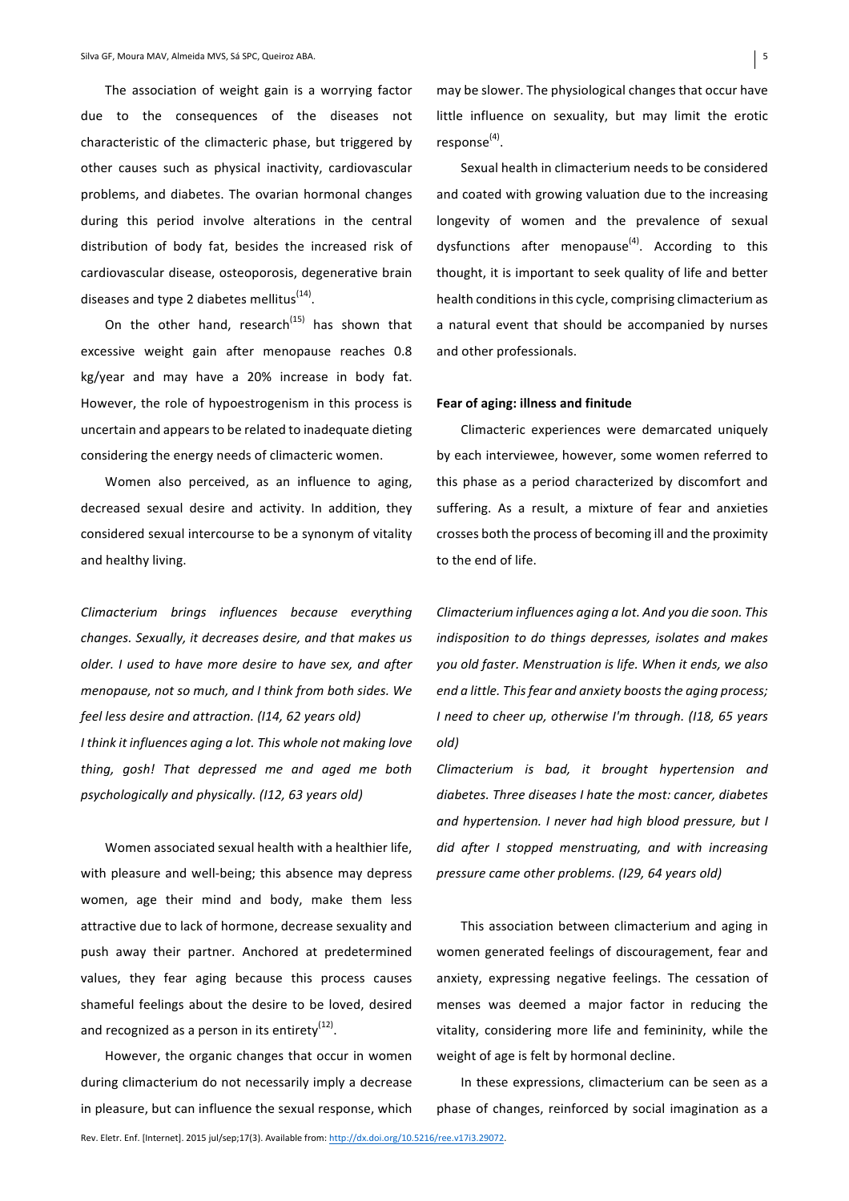The association of weight gain is a worrying factor due to the consequences of the diseases not characteristic of the climacteric phase, but triggered by other causes such as physical inactivity, cardiovascular problems, and diabetes. The ovarian hormonal changes during this period involve alterations in the central distribution of body fat, besides the increased risk of cardiovascular disease, osteoporosis, degenerative brain diseases and type 2 diabetes mellitus[14].

On the other hand, research[15] has shown that excessive weight gain after menopause reaches 0.8 kg/year and may have a 20% increase in body fat. However, the role of hypoestrogenism in this process is uncertain and appears to be related to inadequate dieting considering the energy needs of climacteric women.

Women also perceived, as an influence to aging, decreased sexual desire and activity. In addition, they considered sexual intercourse to be a synonym of vitality and healthy living.

*Climacterium brings influences because everything changes. Sexually, it decreases desire, and that makes us older. I used to have more desire to have sex, and after menopause, not so much, and I think from both sides. We feel less desire and attraction. (I14, 62 years old)*

*I think it influences aging a lot. This whole not making love thing, gosh! That depressed me and aged me both psychologically and physically. (I12, 63 years old)*

Women associated sexual health with a healthier life, with pleasure and well-being; this absence may depress women, age their mind and body, make them less attractive due to lack of hormone, decrease sexuality and push away their partner. Anchored at predetermined values, they fear aging because this process causes shameful feelings about the desire to be loved, desired and recognized as a person in its entirety[12].

However, the organic changes that occur in women during climacterium do not necessarily imply a decrease in pleasure, but can influence the sexual response, which may be slower. The physiological changes that occur have little influence on sexuality, but may limit the erotic response[4].

Sexual health in climacterium needs to be considered and coated with growing valuation due to the increasing longevity of women and the prevalence of sexual dysfunctions after menopause[4]. According to this thought, it is important to seek quality of life and better health conditions in this cycle, comprising climacterium as a natural event that should be accompanied by nurses and other professionals.

**Fear of aging: illness and finitude**

Climacteric experiences were demarcated uniquely by each interviewee, however, some women referred to this phase as a period characterized by discomfort and suffering. As a result, a mixture of fear and anxieties crosses both the process of becoming ill and the proximity to the end of life.

*Climacterium influences aging a lot. And you die soon. This indisposition to do things depresses, isolates and makes you old faster. Menstruation is life. When it ends, we also end a little. This fear and anxiety boosts the aging process; I need to cheer up, otherwise I'm through. (I18, 65 years old)*

*Climacterium is bad, it brought hypertension and diabetes. Three diseases I hate the most: cancer, diabetes and hypertension. I never had high blood pressure, but I did after I stopped menstruating, and with increasing pressure came other problems. (I29, 64 years old)*

This association between climacterium and aging in women generated feelings of discouragement, fear and anxiety, expressing negative feelings. The cessation of menses was deemed a major factor in reducing the vitality, considering more life and femininity, while the weight of age is felt by hormonal decline.

In these expressions, climacterium can be seen as a phase of changes, reinforced by social imagination as a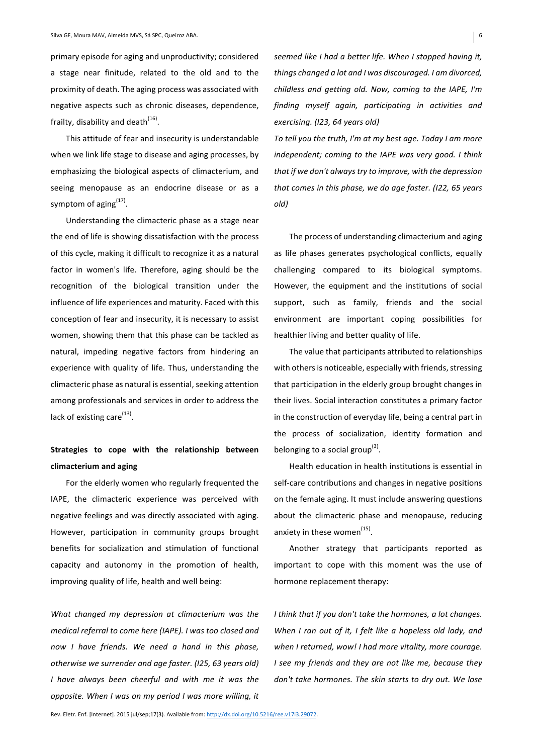primary episode for aging and unproductivity; considered a stage near finitude, related to the old and to the proximity of death. The aging process was associated with negative aspects such as chronic diseases, dependence, frailty, disability and death[16].

This attitude of fear and insecurity is understandable when we link life stage to disease and aging processes, by emphasizing the biological aspects of climacterium, and seeing menopause as an endocrine disease or as a symptom of aging[17].

Understanding the climacteric phase as a stage near the end of life is showing dissatisfaction with the process of this cycle, making it difficult to recognize it as a natural factor in women's life. Therefore, aging should be the recognition of the biological transition under the influence of life experiences and maturity. Faced with this conception of fear and insecurity, it is necessary to assist women, showing them that this phase can be tackled as natural, impeding negative factors from hindering an experience with quality of life. Thus, understanding the climacteric phase as natural is essential, seeking attention among professionals and services in order to address the lack of existing care[13].

**Strategies to cope with the relationship between climacterium and aging**

For the elderly women who regularly frequented the IAPE, the climacteric experience was perceived with negative feelings and was directly associated with aging. However, participation in community groups brought benefits for socialization and stimulation of functional capacity and autonomy in the promotion of health, improving quality of life, health and well being:

*What changed my depression at climacterium was the medical referral to come here (IAPE). I was too closed and now I have friends. We need a hand in this phase, otherwise we surrender and age faster. (I25, 63 years old)*

*I have always been cheerful and with me it was the opposite. When I was on my period I was more willing, it seemed like I had a better life. When I stopped having it, things changed a lot and I was discouraged. I am divorced, childless and getting old. Now, coming to the IAPE, I'm finding myself again, participating in activities and exercising. (I23, 64 years old)*

*To tell you the truth, I'm at my best age. Today I am more independent; coming to the IAPE was very good. I think that if we don't always try to improve, with the depression that comes in this phase, we do age faster. (I22, 65 years old)*

The process of understanding climacterium and aging as life phases generates psychological conflicts, equally challenging compared to its biological symptoms. However, the equipment and the institutions of social support, such as family, friends and the social environment are important coping possibilities for healthier living and better quality of life.

The value that participants attributed to relationships with others is noticeable, especially with friends, stressing that participation in the elderly group brought changes in their lives. Social interaction constitutes a primary factor in the construction of everyday life, being a central part in the process of socialization, identity formation and belonging to a social group[3].

Health education in health institutions is essential in self-care contributions and changes in negative positions on the female aging. It must include answering questions about the climacteric phase and menopause, reducing anxiety in these women[15].

Another strategy that participants reported as important to cope with this moment was the use of hormone replacement therapy:

*I think that if you don't take the hormones, a lot changes. When I ran out of it, I felt like a hopeless old lady, and when I returned, wow! I had more vitality, more courage. I see my friends and they are not like me, because they don't take hormones. The skin starts to dry out. We lose*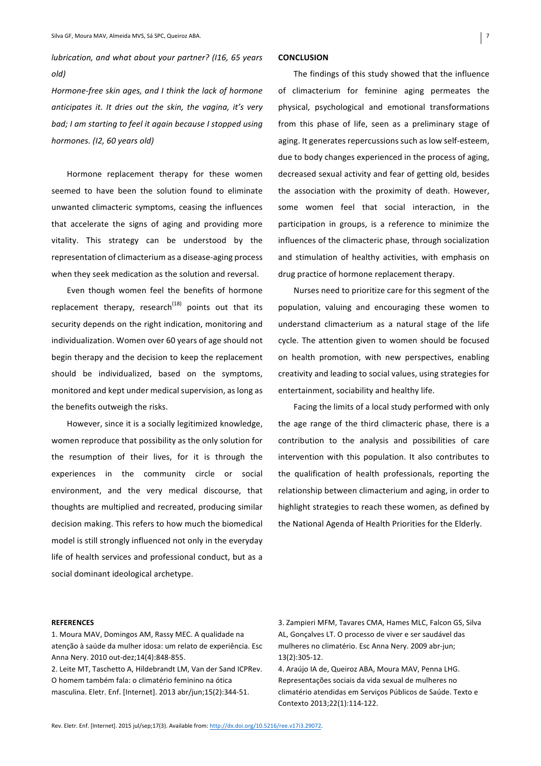*lubrication, and what about your partner? (I16, 65 years old)*

*Hormone-free skin ages, and I think the lack of hormone anticipates it. It dries out the skin, the vagina, it's very bad; I am starting to feel it again because I stopped using hormones. (I2, 60 years old)*

Hormone replacement therapy for these women seemed to have been the solution found to eliminate unwanted climacteric symptoms, ceasing the influences that accelerate the signs of aging and providing more vitality. This strategy can be understood by the representation of climacterium as a disease-aging process when they seek medication as the solution and reversal.

Even though women feel the benefits of hormone replacement therapy, research[18] points out that its security depends on the right indication, monitoring and individualization. Women over 60 years of age should not begin therapy and the decision to keep the replacement should be individualized, based on the symptoms, monitored and kept under medical supervision, as long as the benefits outweigh the risks.

However, since it is a socially legitimized knowledge, women reproduce that possibility as the only solution for the resumption of their lives, for it is through the experiences in the community circle or social environment, and the very medical discourse, that thoughts are multiplied and recreated, producing similar decision making. This refers to how much the biomedical model is still strongly influenced not only in the everyday life of health services and professional conduct, but as a social dominant ideological archetype.

## CONCLUSION

The findings of this study showed that the influence of climacterium for feminine aging permeates the physical, psychological and emotional transformations from this phase of life, seen as a preliminary stage of aging. It generates repercussions such as low self-esteem, due to body changes experienced in the process of aging, decreased sexual activity and fear of getting old, besides the association with the proximity of death. However, some women feel that social interaction, in the participation in groups, is a reference to minimize the influences of the climacteric phase, through socialization and stimulation of healthy activities, with emphasis on drug practice of hormone replacement therapy.

Nurses need to prioritize care for this segment of the population, valuing and encouraging these women to understand climacterium as a natural stage of the life cycle. The attention given to women should be focused on health promotion, with new perspectives, enabling creativity and leading to social values, using strategies for entertainment, sociability and healthy life.

Facing the limits of a local study performed with only the age range of the third climacteric phase, there is a contribution to the analysis and possibilities of care intervention with this population. It also contributes to the qualification of health professionals, reporting the relationship between climacterium and aging, in order to highlight strategies to reach these women, as defined by the National Agenda of Health Priorities for the Elderly.

### REFERENCES

1. Moura MAV, Domingos AM, Rassy MEC. A qualidade na atenção à saúde da mulher idosa: um relato de experiência. Esc Anna Nery. 2010 out-dez;14(4):848-855.
2. Leite MT, Taschetto A, Hildebrandt LM, Van der Sand ICPRev. O homem também fala: o climatério feminino na ótica masculina. Eletr. Enf. [Internet]. 2013 abr/jun;15(2):344-51.
3. Zampieri MFM, Tavares CMA, Hames MLC, Falcon GS, Silva AL, Gonçalves LT. O processo de viver e ser saudável das mulheres no climatério. Esc Anna Nery. 2009 abr-jun; 13(2):305-12.
4. Araújo IA de, Queiroz ABA, Moura MAV, Penna LHG. Representações sociais da vida sexual de mulheres no climatério atendidas em Serviços Públicos de Saúde. Texto e Contexto 2013;22(1):114-122.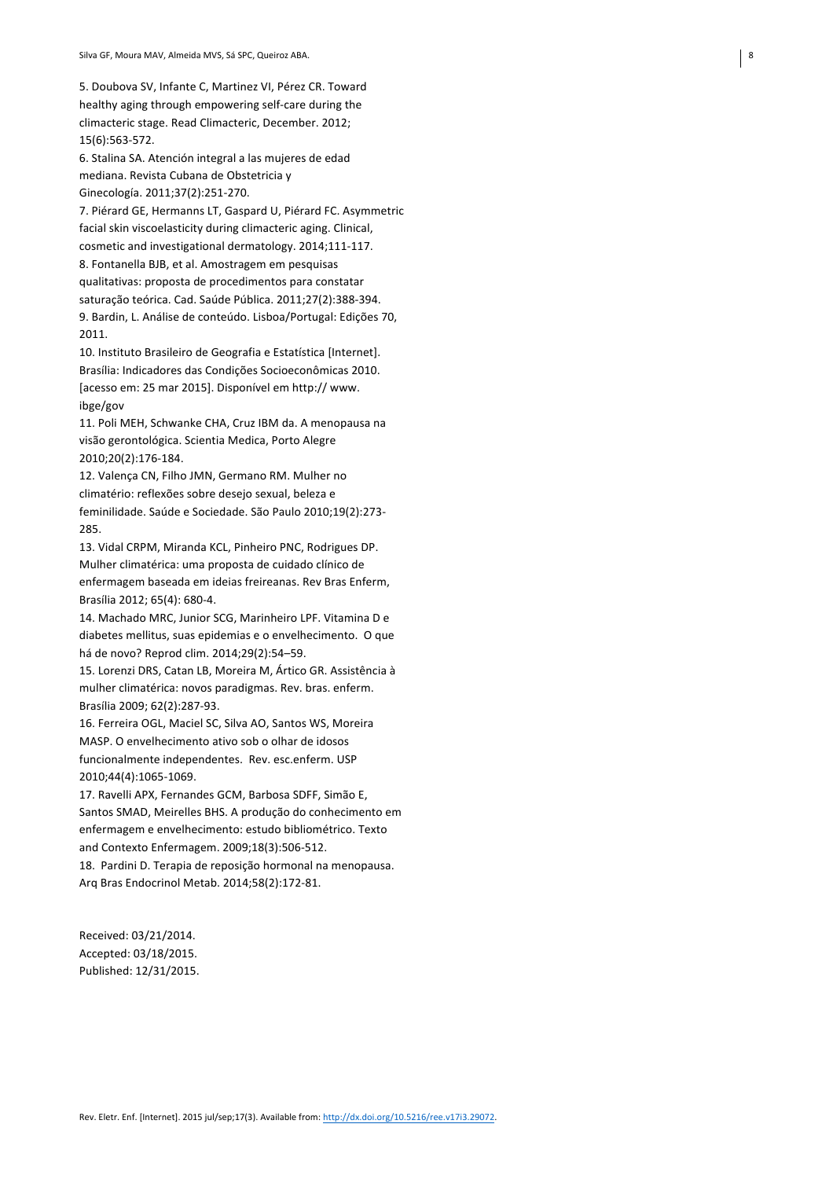5. Doubova SV, Infante C, Martinez VI, Pérez CR. Toward healthy aging through empowering self-care during the climacteric stage. Read Climacteric, December. 2012; 15(6):563-572.

6. Stalina SA. Atención integral a las mujeres de edad mediana. Revista Cubana de Obstetricia y Ginecología. 2011;37(2):251-270.

7. Piérard GE, Hermanns LT, Gaspard U, Piérard FC. Asymmetric facial skin viscoelasticity during climacteric aging. Clinical, cosmetic and investigational dermatology. 2014;111-117.

8. Fontanella BJB, et al. Amostragem em pesquisas qualitativas: proposta de procedimentos para constatar saturação teórica. Cad. Saúde Pública. 2011;27(2):388-394.

9. Bardin, L. Análise de conteúdo. Lisboa/Portugal: Edições 70, 2011.

10. Instituto Brasileiro de Geografia e Estatística [Internet]. Brasília: Indicadores das Condições Socioeconômicas 2010. [acesso em: 25 mar 2015]. Disponível em http:// www. ibge/gov

11. Poli MEH, Schwanke CHA, Cruz IBM da. A menopausa na visão gerontológica. Scientia Medica, Porto Alegre 2010;20(2):176-184.

12. Valença CN, Filho JMN, Germano RM. Mulher no climatério: reflexões sobre desejo sexual, beleza e feminilidade. Saúde e Sociedade. São Paulo 2010;19(2):273-285.

13. Vidal CRPM, Miranda KCL, Pinheiro PNC, Rodrigues DP. Mulher climatérica: uma proposta de cuidado clínico de enfermagem baseada em ideias freireanas. Rev Bras Enferm, Brasília 2012; 65(4): 680-4.

14. Machado MRC, Junior SCG, Marinheiro LPF. Vitamina D e diabetes mellitus, suas epidemias e o envelhecimento. O que há de novo? Reprod clim. 2014;29(2):54–59.

15. Lorenzi DRS, Catan LB, Moreira M, Ártico GR. Assistência à mulher climatérica: novos paradigmas. Rev. bras. enferm. Brasília 2009; 62(2):287-93.

16. Ferreira OGL, Maciel SC, Silva AO, Santos WS, Moreira MASP. O envelhecimento ativo sob o olhar de idosos funcionalmente independentes. Rev. esc.enferm. USP 2010;44(4):1065-1069.

17. Ravelli APX, Fernandes GCM, Barbosa SDFF, Simão E, Santos SMAD, Meirelles BHS. A produção do conhecimento em enfermagem e envelhecimento: estudo bibliométrico. Texto and Contexto Enfermagem. 2009;18(3):506-512.

18. Pardini D. Terapia de reposição hormonal na menopausa. Arq Bras Endocrinol Metab. 2014;58(2):172-81.

Received: 03/21/2014.
Accepted: 03/18/2015.
Published: 12/31/2015.